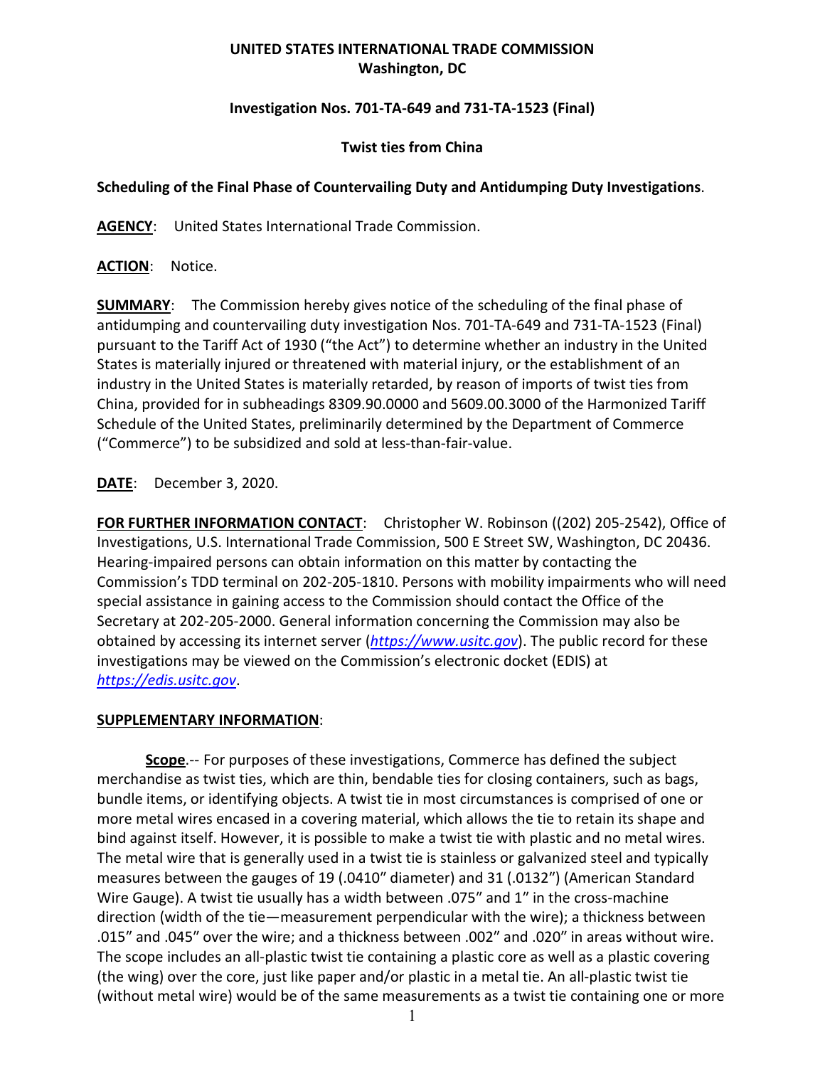**UNITED STATES INTERNATIONAL TRADE COMMISSION**
**Washington, DC**

**Investigation Nos. 701-TA-649 and 731-TA-1523 (Final)**

**Twist ties from China**

**Scheduling of the Final Phase of Countervailing Duty and Antidumping Duty Investigations**.

**AGENCY**: United States International Trade Commission.

**ACTION**: Notice.

**SUMMARY**: The Commission hereby gives notice of the scheduling of the final phase of antidumping and countervailing duty investigation Nos. 701-TA-649 and 731-TA-1523 (Final) pursuant to the Tariff Act of 1930 ("the Act") to determine whether an industry in the United States is materially injured or threatened with material injury, or the establishment of an industry in the United States is materially retarded, by reason of imports of twist ties from China, provided for in subheadings 8309.90.0000 and 5609.00.3000 of the Harmonized Tariff Schedule of the United States, preliminarily determined by the Department of Commerce ("Commerce") to be subsidized and sold at less-than-fair-value.

**DATE**: December 3, 2020.

**FOR FURTHER INFORMATION CONTACT**: Christopher W. Robinson ((202) 205-2542), Office of Investigations, U.S. International Trade Commission, 500 E Street SW, Washington, DC 20436. Hearing-impaired persons can obtain information on this matter by contacting the Commission's TDD terminal on 202-205-1810. Persons with mobility impairments who will need special assistance in gaining access to the Commission should contact the Office of the Secretary at 202-205-2000. General information concerning the Commission may also be obtained by accessing its internet server (*https://www.usitc.gov*). The public record for these investigations may be viewed on the Commission's electronic docket (EDIS) at *https://edis.usitc.gov*.

**SUPPLEMENTARY INFORMATION**:

**Scope**.-- For purposes of these investigations, Commerce has defined the subject merchandise as twist ties, which are thin, bendable ties for closing containers, such as bags, bundle items, or identifying objects. A twist tie in most circumstances is comprised of one or more metal wires encased in a covering material, which allows the tie to retain its shape and bind against itself. However, it is possible to make a twist tie with plastic and no metal wires. The metal wire that is generally used in a twist tie is stainless or galvanized steel and typically measures between the gauges of 19 (.0410" diameter) and 31 (.0132") (American Standard Wire Gauge). A twist tie usually has a width between .075" and 1" in the cross-machine direction (width of the tie—measurement perpendicular with the wire); a thickness between .015" and .045" over the wire; and a thickness between .002" and .020" in areas without wire. The scope includes an all-plastic twist tie containing a plastic core as well as a plastic covering (the wing) over the core, just like paper and/or plastic in a metal tie. An all-plastic twist tie (without metal wire) would be of the same measurements as a twist tie containing one or more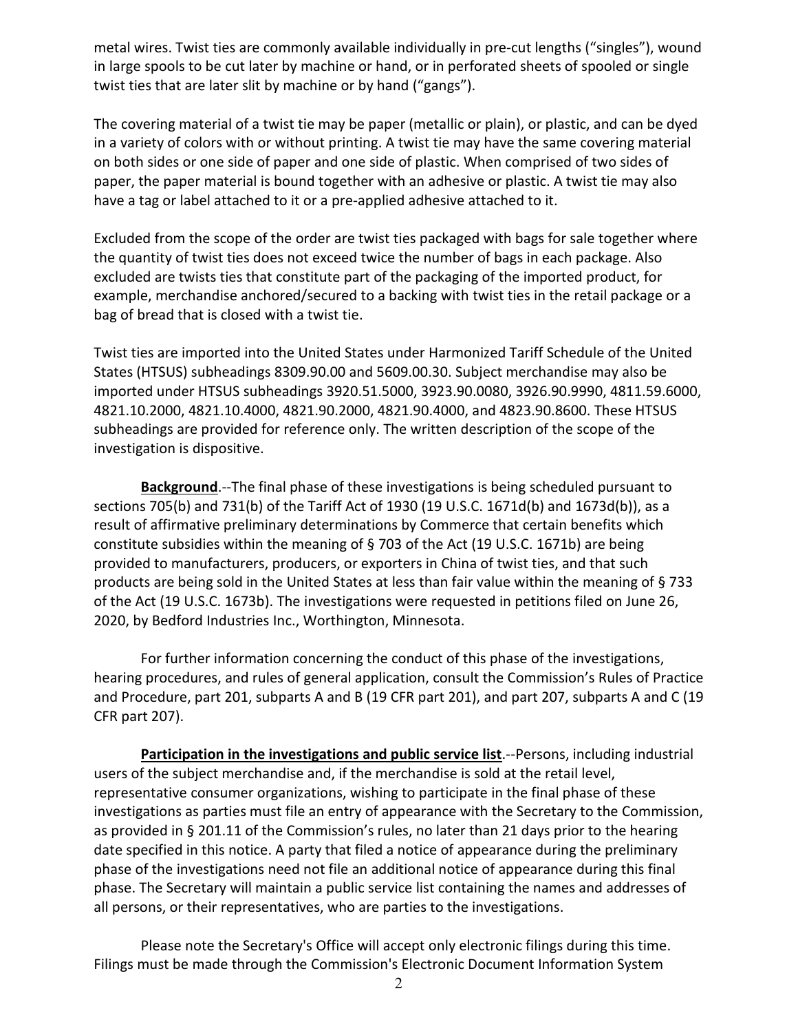metal wires. Twist ties are commonly available individually in pre-cut lengths ("singles"), wound in large spools to be cut later by machine or hand, or in perforated sheets of spooled or single twist ties that are later slit by machine or by hand ("gangs").

The covering material of a twist tie may be paper (metallic or plain), or plastic, and can be dyed in a variety of colors with or without printing. A twist tie may have the same covering material on both sides or one side of paper and one side of plastic. When comprised of two sides of paper, the paper material is bound together with an adhesive or plastic. A twist tie may also have a tag or label attached to it or a pre-applied adhesive attached to it.

Excluded from the scope of the order are twist ties packaged with bags for sale together where the quantity of twist ties does not exceed twice the number of bags in each package. Also excluded are twists ties that constitute part of the packaging of the imported product, for example, merchandise anchored/secured to a backing with twist ties in the retail package or a bag of bread that is closed with a twist tie.

Twist ties are imported into the United States under Harmonized Tariff Schedule of the United States (HTSUS) subheadings 8309.90.00 and 5609.00.30. Subject merchandise may also be imported under HTSUS subheadings 3920.51.5000, 3923.90.0080, 3926.90.9990, 4811.59.6000, 4821.10.2000, 4821.10.4000, 4821.90.2000, 4821.90.4000, and 4823.90.8600. These HTSUS subheadings are provided for reference only. The written description of the scope of the investigation is dispositive.

**Background**.--The final phase of these investigations is being scheduled pursuant to sections 705(b) and 731(b) of the Tariff Act of 1930 (19 U.S.C. 1671d(b) and 1673d(b)), as a result of affirmative preliminary determinations by Commerce that certain benefits which constitute subsidies within the meaning of § 703 of the Act (19 U.S.C. 1671b) are being provided to manufacturers, producers, or exporters in China of twist ties, and that such products are being sold in the United States at less than fair value within the meaning of § 733 of the Act (19 U.S.C. 1673b). The investigations were requested in petitions filed on June 26, 2020, by Bedford Industries Inc., Worthington, Minnesota.

For further information concerning the conduct of this phase of the investigations, hearing procedures, and rules of general application, consult the Commission's Rules of Practice and Procedure, part 201, subparts A and B (19 CFR part 201), and part 207, subparts A and C (19 CFR part 207).

**Participation in the investigations and public service list**.--Persons, including industrial users of the subject merchandise and, if the merchandise is sold at the retail level, representative consumer organizations, wishing to participate in the final phase of these investigations as parties must file an entry of appearance with the Secretary to the Commission, as provided in § 201.11 of the Commission's rules, no later than 21 days prior to the hearing date specified in this notice. A party that filed a notice of appearance during the preliminary phase of the investigations need not file an additional notice of appearance during this final phase. The Secretary will maintain a public service list containing the names and addresses of all persons, or their representatives, who are parties to the investigations.

Please note the Secretary's Office will accept only electronic filings during this time. Filings must be made through the Commission's Electronic Document Information System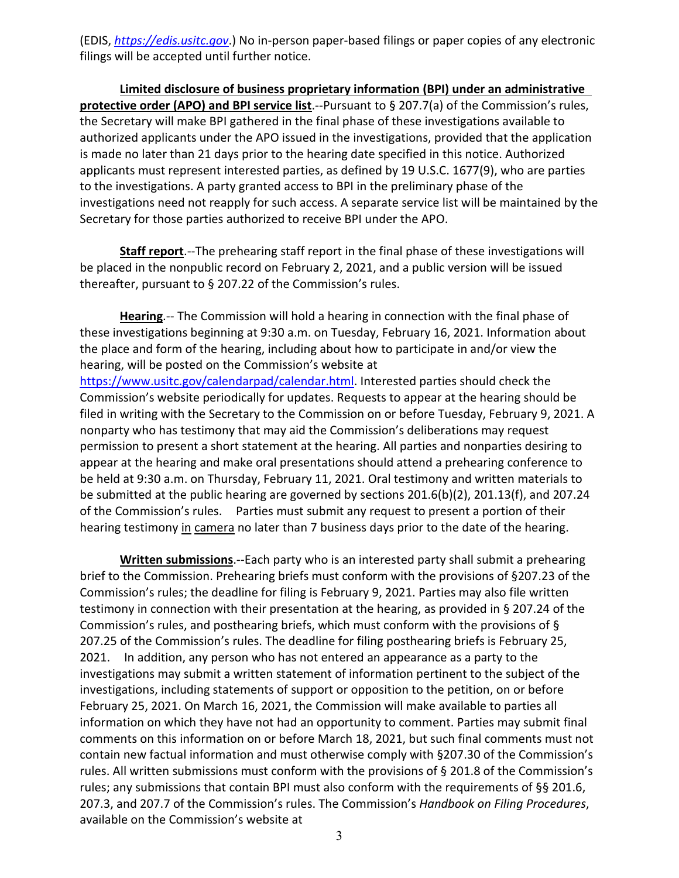(EDIS, *https://edis.usitc.gov*.) No in-person paper-based filings or paper copies of any electronic filings will be accepted until further notice.

**Limited disclosure of business proprietary information (BPI) under an administrative protective order (APO) and BPI service list**.--Pursuant to § 207.7(a) of the Commission's rules, the Secretary will make BPI gathered in the final phase of these investigations available to authorized applicants under the APO issued in the investigations, provided that the application is made no later than 21 days prior to the hearing date specified in this notice. Authorized applicants must represent interested parties, as defined by 19 U.S.C. 1677(9), who are parties to the investigations. A party granted access to BPI in the preliminary phase of the investigations need not reapply for such access. A separate service list will be maintained by the Secretary for those parties authorized to receive BPI under the APO.

**Staff report**.--The prehearing staff report in the final phase of these investigations will be placed in the nonpublic record on February 2, 2021, and a public version will be issued thereafter, pursuant to § 207.22 of the Commission's rules.

**Hearing**.-- The Commission will hold a hearing in connection with the final phase of these investigations beginning at 9:30 a.m. on Tuesday, February 16, 2021. Information about the place and form of the hearing, including about how to participate in and/or view the hearing, will be posted on the Commission's website at https://www.usitc.gov/calendarpad/calendar.html. Interested parties should check the Commission's website periodically for updates. Requests to appear at the hearing should be filed in writing with the Secretary to the Commission on or before Tuesday, February 9, 2021. A nonparty who has testimony that may aid the Commission's deliberations may request permission to present a short statement at the hearing. All parties and nonparties desiring to appear at the hearing and make oral presentations should attend a prehearing conference to be held at 9:30 a.m. on Thursday, February 11, 2021. Oral testimony and written materials to be submitted at the public hearing are governed by sections 201.6(b)(2), 201.13(f), and 207.24 of the Commission's rules. Parties must submit any request to present a portion of their hearing testimony in camera no later than 7 business days prior to the date of the hearing.

**Written submissions**.--Each party who is an interested party shall submit a prehearing brief to the Commission. Prehearing briefs must conform with the provisions of §207.23 of the Commission's rules; the deadline for filing is February 9, 2021. Parties may also file written testimony in connection with their presentation at the hearing, as provided in § 207.24 of the Commission's rules, and posthearing briefs, which must conform with the provisions of § 207.25 of the Commission's rules. The deadline for filing posthearing briefs is February 25, 2021. In addition, any person who has not entered an appearance as a party to the investigations may submit a written statement of information pertinent to the subject of the investigations, including statements of support or opposition to the petition, on or before February 25, 2021. On March 16, 2021, the Commission will make available to parties all information on which they have not had an opportunity to comment. Parties may submit final comments on this information on or before March 18, 2021, but such final comments must not contain new factual information and must otherwise comply with §207.30 of the Commission's rules. All written submissions must conform with the provisions of § 201.8 of the Commission's rules; any submissions that contain BPI must also conform with the requirements of §§ 201.6, 207.3, and 207.7 of the Commission's rules. The Commission's *Handbook on Filing Procedures*, available on the Commission's website at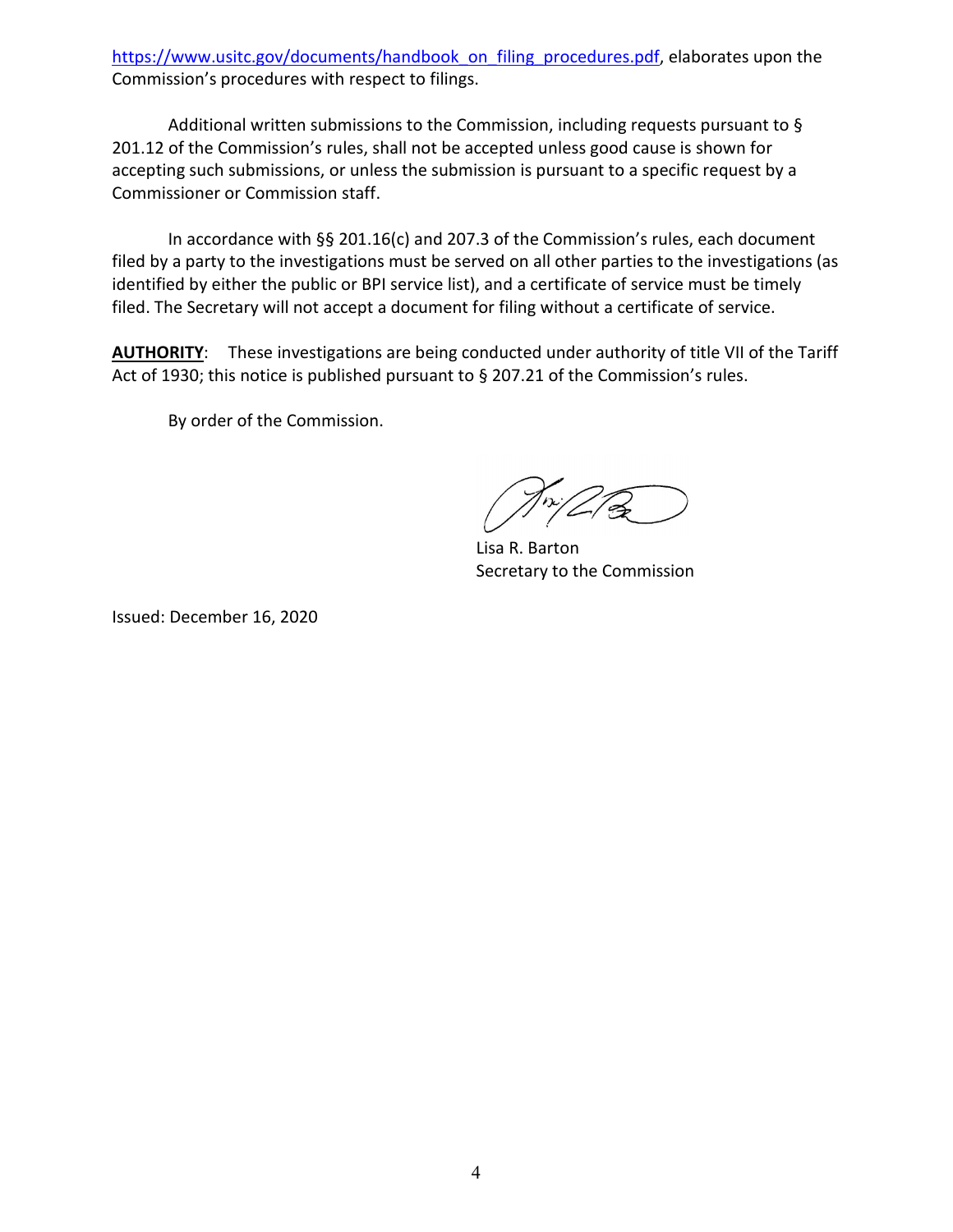https://www.usitc.gov/documents/handbook_on_filing_procedures.pdf, elaborates upon the Commission's procedures with respect to filings.

Additional written submissions to the Commission, including requests pursuant to § 201.12 of the Commission's rules, shall not be accepted unless good cause is shown for accepting such submissions, or unless the submission is pursuant to a specific request by a Commissioner or Commission staff.

In accordance with §§ 201.16(c) and 207.3 of the Commission's rules, each document filed by a party to the investigations must be served on all other parties to the investigations (as identified by either the public or BPI service list), and a certificate of service must be timely filed. The Secretary will not accept a document for filing without a certificate of service.

**AUTHORITY**: These investigations are being conducted under authority of title VII of the Tariff Act of 1930; this notice is published pursuant to § 207.21 of the Commission's rules.

By order of the Commission.

Lisa R. Barton
Secretary to the Commission

Issued: December 16, 2020